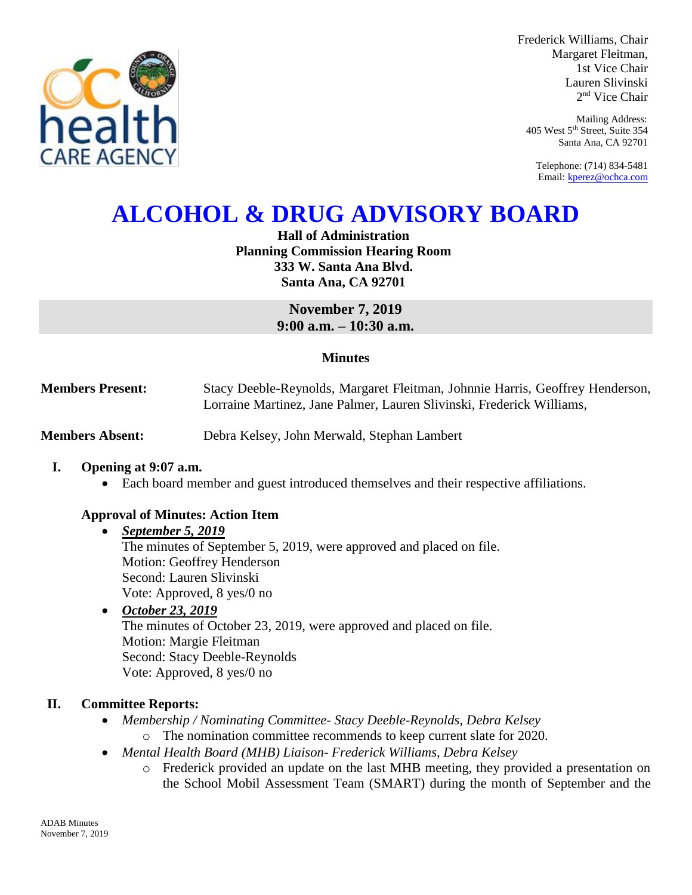Frederick Williams, Chair
Margaret Fleitman, 1st Vice Chair
Lauren Slivinski, 2nd Vice Chair

Mailing Address:
405 West 5th Street, Suite 354
Santa Ana, CA 92701

Telephone: (714) 834-5481
Email: kperez@ochca.com

# ALCOHOL & DRUG ADVISORY BOARD

**Hall of Administration**
**Planning Commission Hearing Room**
**333 W. Santa Ana Blvd.**
**Santa Ana, CA 92701**

**November 7, 2019**
**9:00 a.m. – 10:30 a.m.**

**Minutes**

**Members Present:** Stacy Deeble-Reynolds, Margaret Fleitman, Johnnie Harris, Geoffrey Henderson, Lorraine Martinez, Jane Palmer, Lauren Slivinski, Frederick Williams,

**Members Absent:** Debra Kelsey, John Merwald, Stephan Lambert

## I. Opening at 9:07 a.m.

- Each board member and guest introduced themselves and their respective affiliations.

### Approval of Minutes: Action Item

- ***September 5, 2019***
  The minutes of September 5, 2019, were approved and placed on file.
  Motion: Geoffrey Henderson
  Second: Lauren Slivinski
  Vote: Approved, 8 yes/0 no
- ***October 23, 2019***
  The minutes of October 23, 2019, were approved and placed on file.
  Motion: Margie Fleitman
  Second: Stacy Deeble-Reynolds
  Vote: Approved, 8 yes/0 no

## II. Committee Reports:

- *Membership / Nominating Committee- Stacy Deeble-Reynolds, Debra Kelsey*
  - The nomination committee recommends to keep current slate for 2020.
- *Mental Health Board (MHB) Liaison- Frederick Williams, Debra Kelsey*
  - Frederick provided an update on the last MHB meeting, they provided a presentation on the School Mobil Assessment Team (SMART) during the month of September and the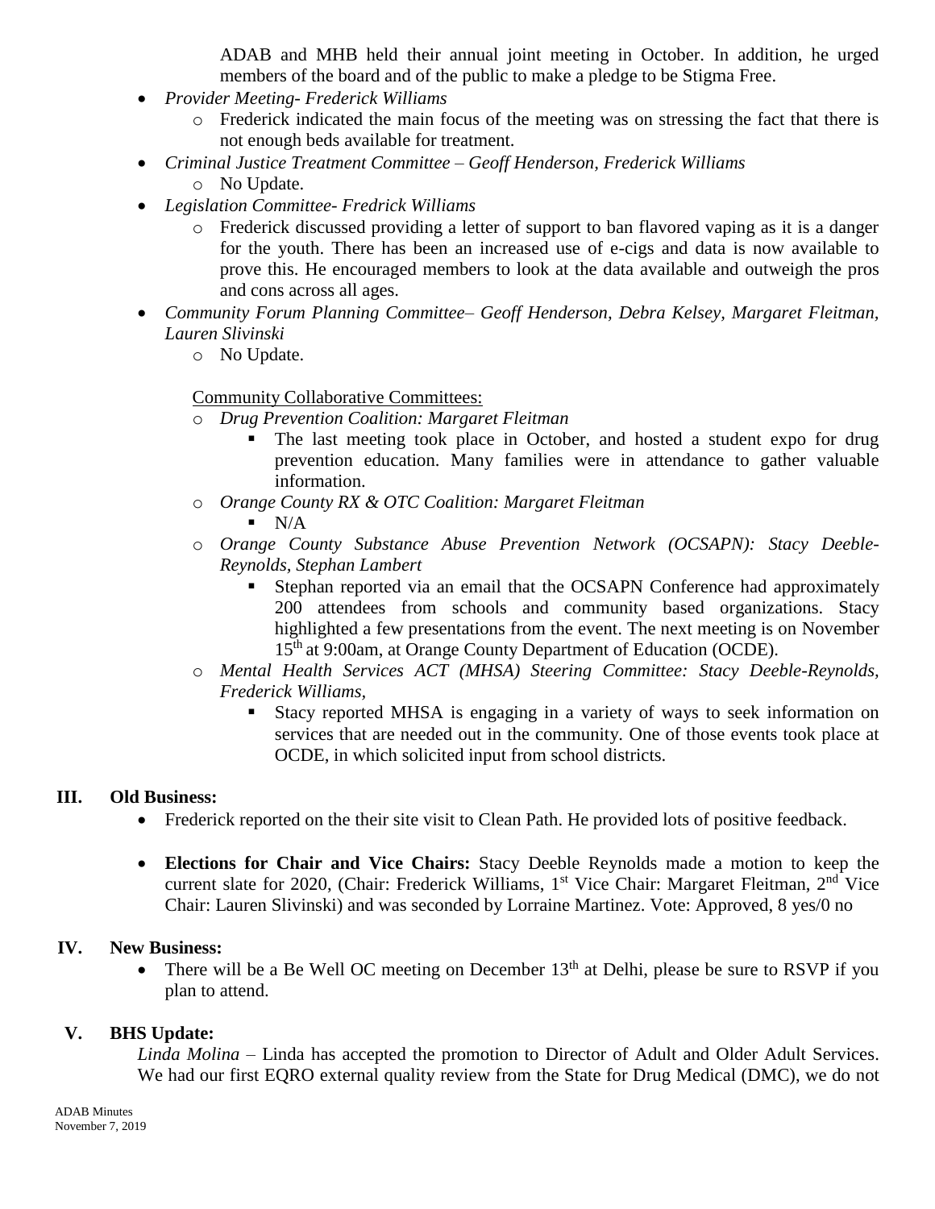ADAB and MHB held their annual joint meeting in October. In addition, he urged members of the board and of the public to make a pledge to be Stigma Free.

- *Provider Meeting- Frederick Williams*
  - Frederick indicated the main focus of the meeting was on stressing the fact that there is not enough beds available for treatment.
- *Criminal Justice Treatment Committee – Geoff Henderson, Frederick Williams*
  - No Update.
- *Legislation Committee- Fredrick Williams*
  - Frederick discussed providing a letter of support to ban flavored vaping as it is a danger for the youth. There has been an increased use of e-cigs and data is now available to prove this. He encouraged members to look at the data available and outweigh the pros and cons across all ages.
- *Community Forum Planning Committee– Geoff Henderson, Debra Kelsey, Margaret Fleitman, Lauren Slivinski*
  - No Update.

  Community Collaborative Committees:

  - *Drug Prevention Coalition: Margaret Fleitman*
    - The last meeting took place in October, and hosted a student expo for drug prevention education. Many families were in attendance to gather valuable information.
  - *Orange County RX & OTC Coalition: Margaret Fleitman*
    - N/A
  - *Orange County Substance Abuse Prevention Network (OCSAPN): Stacy Deeble-Reynolds, Stephan Lambert*
    - Stephan reported via an email that the OCSAPN Conference had approximately 200 attendees from schools and community based organizations. Stacy highlighted a few presentations from the event. The next meeting is on November 15th at 9:00am, at Orange County Department of Education (OCDE).
  - *Mental Health Services ACT (MHSA) Steering Committee: Stacy Deeble-Reynolds, Frederick Williams,*
    - Stacy reported MHSA is engaging in a variety of ways to seek information on services that are needed out in the community. One of those events took place at OCDE, in which solicited input from school districts.

## III. Old Business:

- Frederick reported on the their site visit to Clean Path. He provided lots of positive feedback.
- **Elections for Chair and Vice Chairs:** Stacy Deeble Reynolds made a motion to keep the current slate for 2020, (Chair: Frederick Williams, 1st Vice Chair: Margaret Fleitman, 2nd Vice Chair: Lauren Slivinski) and was seconded by Lorraine Martinez. Vote: Approved, 8 yes/0 no

## IV. New Business:

- There will be a Be Well OC meeting on December 13th at Delhi, please be sure to RSVP if you plan to attend.

## V. BHS Update:

*Linda Molina* – Linda has accepted the promotion to Director of Adult and Older Adult Services. We had our first EQRO external quality review from the State for Drug Medical (DMC), we do not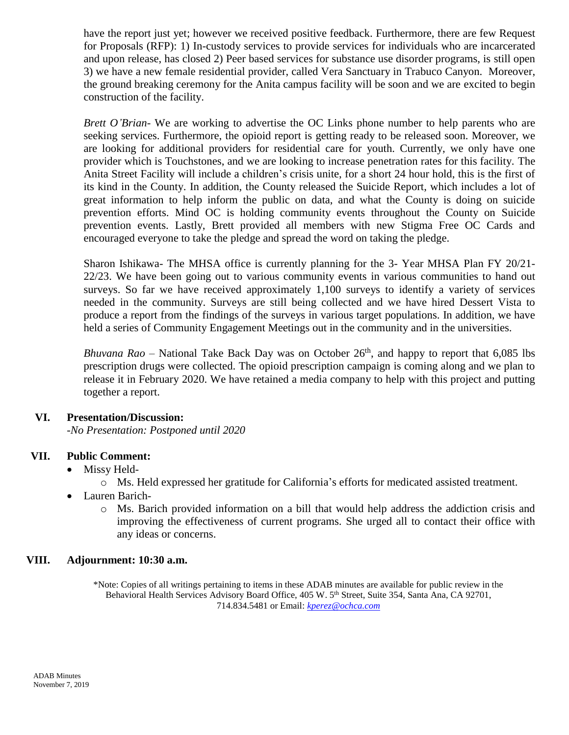have the report just yet; however we received positive feedback. Furthermore, there are few Request for Proposals (RFP): 1) In-custody services to provide services for individuals who are incarcerated and upon release, has closed 2) Peer based services for substance use disorder programs, is still open 3) we have a new female residential provider, called Vera Sanctuary in Trabuco Canyon. Moreover, the ground breaking ceremony for the Anita campus facility will be soon and we are excited to begin construction of the facility.

*Brett O'Brian*- We are working to advertise the OC Links phone number to help parents who are seeking services. Furthermore, the opioid report is getting ready to be released soon. Moreover, we are looking for additional providers for residential care for youth. Currently, we only have one provider which is Touchstones, and we are looking to increase penetration rates for this facility. The Anita Street Facility will include a children's crisis unite, for a short 24 hour hold, this is the first of its kind in the County. In addition, the County released the Suicide Report, which includes a lot of great information to help inform the public on data, and what the County is doing on suicide prevention efforts. Mind OC is holding community events throughout the County on Suicide prevention events. Lastly, Brett provided all members with new Stigma Free OC Cards and encouraged everyone to take the pledge and spread the word on taking the pledge.

Sharon Ishikawa- The MHSA office is currently planning for the 3- Year MHSA Plan FY 20/21-22/23. We have been going out to various community events in various communities to hand out surveys. So far we have received approximately 1,100 surveys to identify a variety of services needed in the community. Surveys are still being collected and we have hired Dessert Vista to produce a report from the findings of the surveys in various target populations. In addition, we have held a series of Community Engagement Meetings out in the community and in the universities.

*Bhuvana Rao* – National Take Back Day was on October 26th, and happy to report that 6,085 lbs prescription drugs were collected. The opioid prescription campaign is coming along and we plan to release it in February 2020. We have retained a media company to help with this project and putting together a report.

**VI. Presentation/Discussion:**

*-No Presentation: Postponed until 2020*

**VII. Public Comment:**

- Missy Held-
  - Ms. Held expressed her gratitude for California's efforts for medicated assisted treatment.
- Lauren Barich-
  - Ms. Barich provided information on a bill that would help address the addiction crisis and improving the effectiveness of current programs. She urged all to contact their office with any ideas or concerns.

**VIII. Adjournment: 10:30 a.m.**

\*Note: Copies of all writings pertaining to items in these ADAB minutes are available for public review in the Behavioral Health Services Advisory Board Office, 405 W. 5th Street, Suite 354, Santa Ana, CA 92701, 714.834.5481 or Email: kperez@ochca.com